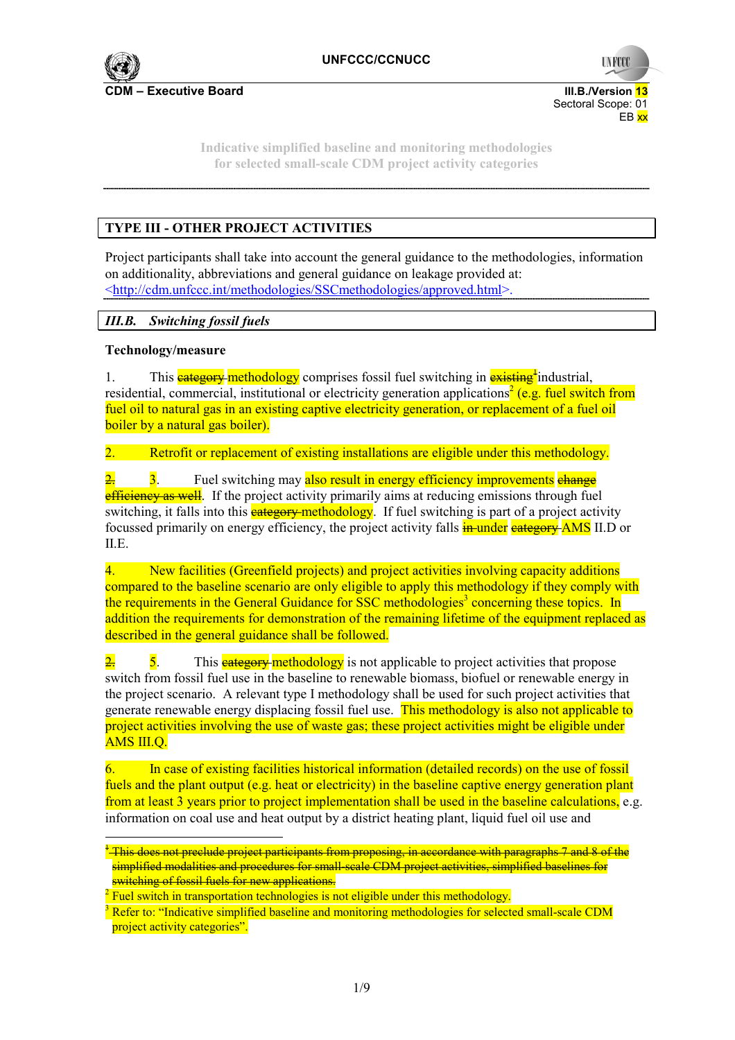UNFCCC/CCNUCC

**CDM – Executive Board**

III.B./Version 13
Sectoral Scope: 01
EB xx

Indicative simplified baseline and monitoring methodologies
for selected small-scale CDM project activity categories

---

## TYPE III - OTHER PROJECT ACTIVITIES

Project participants shall take into account the general guidance to the methodologies, information on additionality, abbreviations and general guidance on leakage provided at: <http://cdm.unfccc.int/methodologies/SSCmethodologies/approved.html>.

### *III.B. Switching fossil fuels*

**Technology/measure**

1. This ~~category~~ methodology comprises fossil fuel switching in ~~existing~~[1] industrial, residential, commercial, institutional or electricity generation applications[2] (e.g. fuel switch from fuel oil to natural gas in an existing captive electricity generation, or replacement of a fuel oil boiler by a natural gas boiler).

2. Retrofit or replacement of existing installations are eligible under this methodology.

~~2.~~ 3. Fuel switching may also result in energy efficiency improvements ~~change efficiency as well~~. If the project activity primarily aims at reducing emissions through fuel switching, it falls into this ~~category~~ methodology. If fuel switching is part of a project activity focussed primarily on energy efficiency, the project activity falls ~~in~~ under ~~category~~ AMS II.D or II.E.

4. New facilities (Greenfield projects) and project activities involving capacity additions compared to the baseline scenario are only eligible to apply this methodology if they comply with the requirements in the General Guidance for SSC methodologies[3] concerning these topics. In addition the requirements for demonstration of the remaining lifetime of the equipment replaced as described in the general guidance shall be followed.

~~2.~~ 5. This ~~category~~ methodology is not applicable to project activities that propose switch from fossil fuel use in the baseline to renewable biomass, biofuel or renewable energy in the project scenario. A relevant type I methodology shall be used for such project activities that generate renewable energy displacing fossil fuel use. This methodology is also not applicable to project activities involving the use of waste gas; these project activities might be eligible under AMS III.Q.

6. In case of existing facilities historical information (detailed records) on the use of fossil fuels and the plant output (e.g. heat or electricity) in the baseline captive energy generation plant from at least 3 years prior to project implementation shall be used in the baseline calculations, e.g. information on coal use and heat output by a district heating plant, liquid fuel oil use and

---

[1] ~~This does not preclude project participants from proposing, in accordance with paragraphs 7 and 8 of the simplified modalities and procedures for small-scale CDM project activities, simplified baselines for switching of fossil fuels for new applications.~~

[2] Fuel switch in transportation technologies is not eligible under this methodology.

[3] Refer to: "Indicative simplified baseline and monitoring methodologies for selected small-scale CDM project activity categories".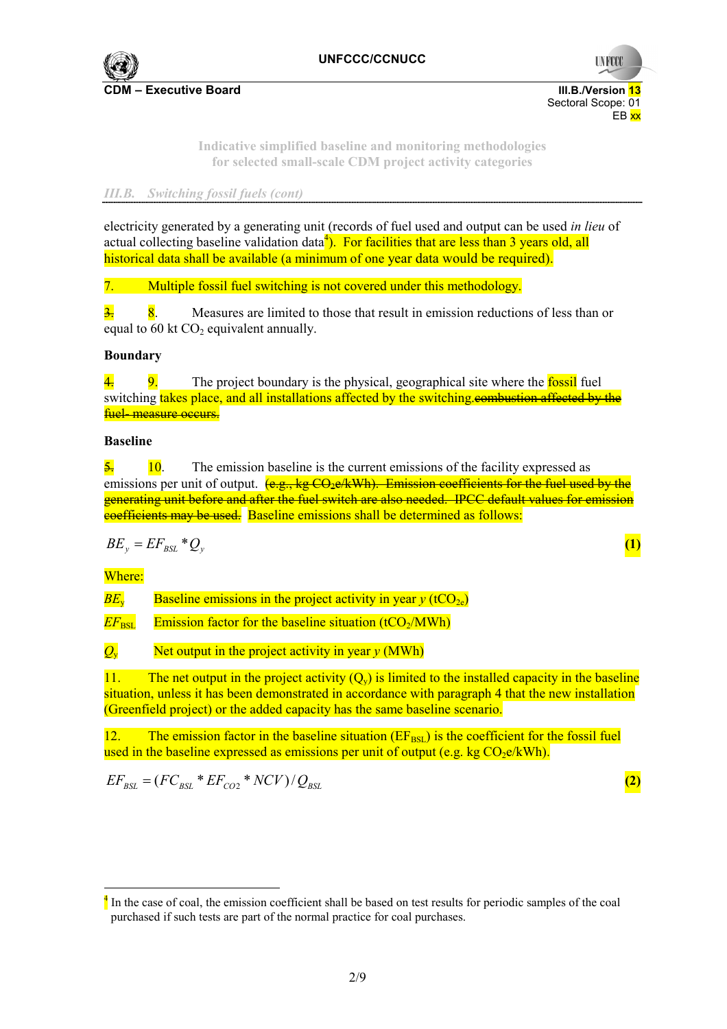electricity generated by a generating unit (records of fuel used and output can be used *in lieu* of actual collecting baseline validation data[4]). For facilities that are less than 3 years old, all historical data shall be available (a minimum of one year data would be required).

7. Multiple fossil fuel switching is not covered under this methodology.

~~3.~~ 8. Measures are limited to those that result in emission reductions of less than or equal to 60 kt $CO_2$ equivalent annually.

**Boundary**

~~4.~~ 9. The project boundary is the physical, geographical site where the fossil fuel switching takes place, and all installations affected by the switching.~~combustion affected by the fuel- measure occurs.~~

**Baseline**

~~5.~~ 10. The emission baseline is the current emissions of the facility expressed as emissions per unit of output. ~~(e.g., kg $CO_2$e/kWh). Emission coefficients for the fuel used by the generating unit before and after the fuel switch are also needed. IPCC default values for emission coefficients may be used.~~ Baseline emissions shall be determined as follows:

$$BE_y = EF_{BSL} * Q_y \quad (1)$$

Where:

$BE_y$ Baseline emissions in the project activity in year $y$ ($tCO_{2e}$)

$EF_{BSL}$ Emission factor for the baseline situation ($tCO_2$/MWh)

$Q_y$ Net output in the project activity in year $y$ (MWh)

11. The net output in the project activity ($Q_y$) is limited to the installed capacity in the baseline situation, unless it has been demonstrated in accordance with paragraph 4 that the new installation (Greenfield project) or the added capacity has the same baseline scenario.

12. The emission factor in the baseline situation ($EF_{BSL}$) is the coefficient for the fossil fuel used in the baseline expressed as emissions per unit of output (e.g. kg $CO_2$e/kWh).

$$EF_{BSL} = (FC_{BSL} * EF_{CO2} * NCV) / Q_{BSL} \quad (2)$$

---

[4] In the case of coal, the emission coefficient shall be based on test results for periodic samples of the coal purchased if such tests are part of the normal practice for coal purchases.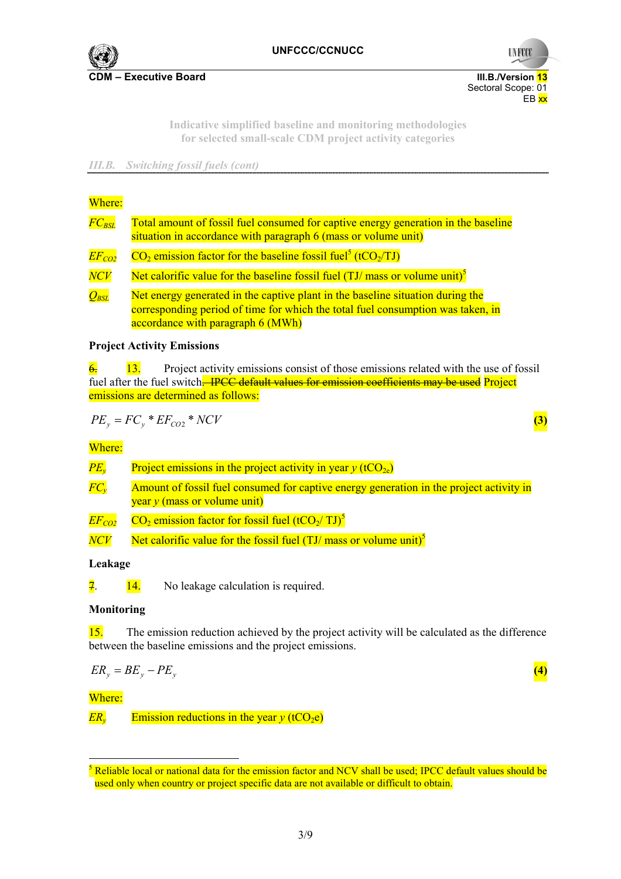Where:

$FC_{BSL}$ Total amount of fossil fuel consumed for captive energy generation in the baseline situation in accordance with paragraph 6 (mass or volume unit)

$EF_{CO2}$ $CO_2$ emission factor for the baseline fossil fuel[5] ($tCO_2$/TJ)

$NCV$ Net calorific value for the baseline fossil fuel (TJ/ mass or volume unit)[5]

$Q_{BSL}$ Net energy generated in the captive plant in the baseline situation during the corresponding period of time for which the total fuel consumption was taken, in accordance with paragraph 6 (MWh)

**Project Activity Emissions**

~~6.~~ 13. Project activity emissions consist of those emissions related with the use of fossil fuel after the fuel switch. ~~IPCC default values for emission coefficients may be used~~ Project emissions are determined as follows:

$$PE_y = FC_y * EF_{CO2} * NCV \quad (3)$$

Where:

$PE_y$ Project emissions in the project activity in year $y$ ($tCO_{2e}$)

$FC_y$ Amount of fossil fuel consumed for captive energy generation in the project activity in year $y$ (mass or volume unit)

$EF_{CO2}$ $CO_2$ emission factor for fossil fuel ($tCO_2$/ TJ)[5]

$NCV$ Net calorific value for the fossil fuel (TJ/ mass or volume unit)[5]

**Leakage**

~~7.~~ 14. No leakage calculation is required.

**Monitoring**

15. The emission reduction achieved by the project activity will be calculated as the difference between the baseline emissions and the project emissions.

$$ER_y = BE_y - PE_y \quad (4)$$

Where:

$ER_y$ Emission reductions in the year $y$ ($tCO_2e$)

---

[5] Reliable local or national data for the emission factor and NCV shall be used; IPCC default values should be used only when country or project specific data are not available or difficult to obtain.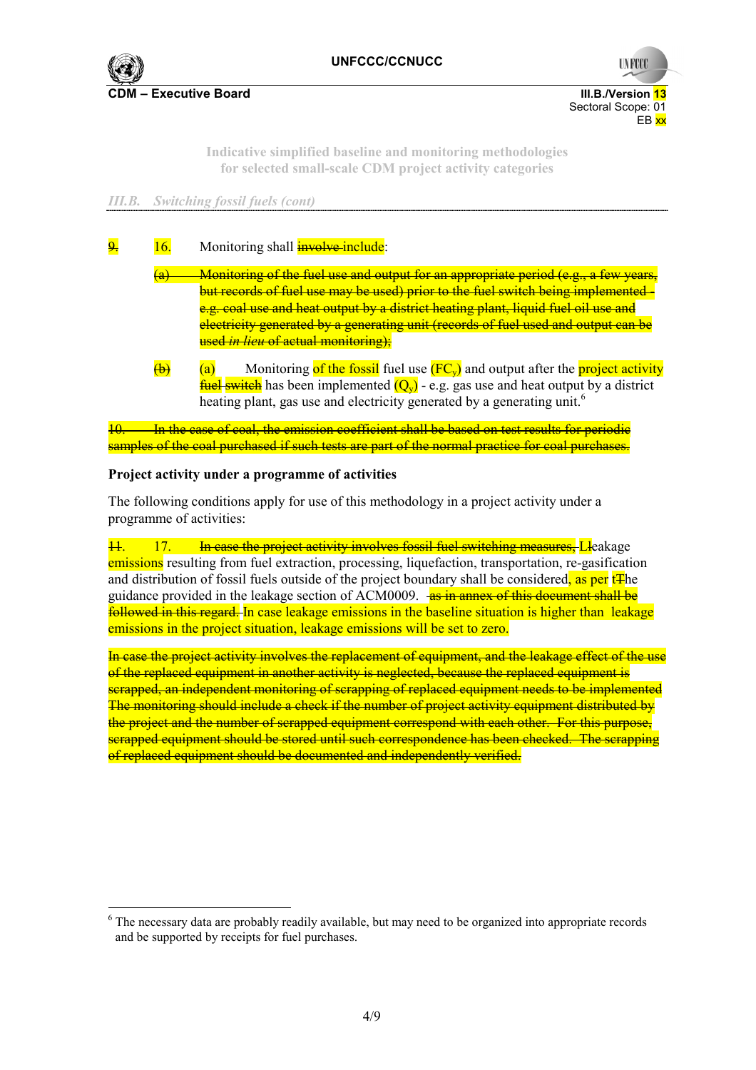III.B. Switching fossil fuels (cont)

~~9.~~ 16. Monitoring shall ~~involve~~ include:

~~(a) Monitoring of the fuel use and output for an appropriate period (e.g., a few years, but records of fuel use may be used) prior to the fuel switch being implemented - e.g. coal use and heat output by a district heating plant, liquid fuel oil use and electricity generated by a generating unit (records of fuel used and output can be used *in lieu* of actual monitoring);~~

~~(b)~~ (a) Monitoring of the fossil fuel use ($FC_y$) and output after the project activity ~~fuel~~ ~~switch~~ has been implemented ($Q_y$) - e.g. gas use and heat output by a district heating plant, gas use and electricity generated by a generating unit.[6]

~~10. In the case of coal, the emission coefficient shall be based on test results for periodic samples of the coal purchased if such tests are part of the normal practice for coal purchases.~~

**Project activity under a programme of activities**

The following conditions apply for use of this methodology in a project activity under a programme of activities:

~~11.~~ 17. ~~In case the project activity involves fossil fuel switching measures, L~~leakage emissions resulting from fuel extraction, processing, liquefaction, transportation, re-gasification and distribution of fossil fuels outside of the project boundary shall be considered, as per t~~T~~he guidance provided in the leakage section of ACM0009. ~~as in annex of this document shall be followed in this regard.~~ In case leakage emissions in the baseline situation is higher than leakage emissions in the project situation, leakage emissions will be set to zero.

~~In case the project activity involves the replacement of equipment, and the leakage effect of the use of the replaced equipment in another activity is neglected, because the replaced equipment is scrapped, an independent monitoring of scrapping of replaced equipment needs to be implemented The monitoring should include a check if the number of project activity equipment distributed by the project and the number of scrapped equipment correspond with each other. For this purpose, scrapped equipment should be stored until such correspondence has been checked. The scrapping of replaced equipment should be documented and independently verified.~~

---

[6] The necessary data are probably readily available, but may need to be organized into appropriate records and be supported by receipts for fuel purchases.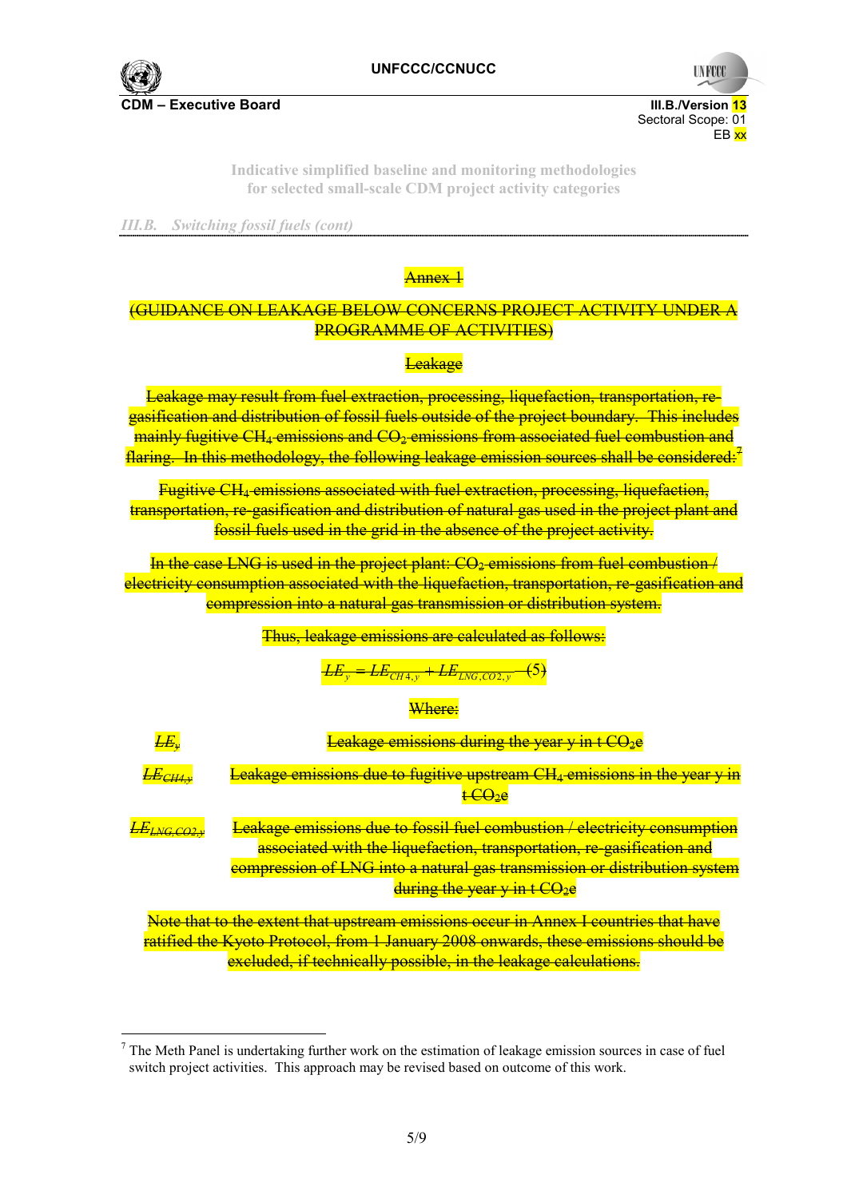*III.B. Switching fossil fuels (cont)*

Annex 1

(GUIDANCE ON LEAKAGE BELOW CONCERNS PROJECT ACTIVITY UNDER A PROGRAMME OF ACTIVITIES)

Leakage

Leakage may result from fuel extraction, processing, liquefaction, transportation, re-gasification and distribution of fossil fuels outside of the project boundary. This includes mainly fugitive $CH_4$ emissions and $CO_2$ emissions from associated fuel combustion and flaring. In this methodology, the following leakage emission sources shall be considered:[7]

Fugitive $CH_4$ emissions associated with fuel extraction, processing, liquefaction, transportation, re-gasification and distribution of natural gas used in the project plant and fossil fuels used in the grid in the absence of the project activity.

In the case LNG is used in the project plant: $CO_2$ emissions from fuel combustion / electricity consumption associated with the liquefaction, transportation, re-gasification and compression into a natural gas transmission or distribution system.

Thus, leakage emissions are calculated as follows:

$$LE_y = LE_{CH4,y} + LE_{LNG,CO2,y} \quad (5)$$

Where:

| | |
|---|---|
| $LE_y$ | Leakage emissions during the year y in t $CO_2$e |
| $LE_{CH4,y}$ | Leakage emissions due to fugitive upstream $CH_4$ emissions in the year y in t $CO_2$e |
| $LE_{LNG,CO2,y}$ | Leakage emissions due to fossil fuel combustion / electricity consumption associated with the liquefaction, transportation, re-gasification and compression of LNG into a natural gas transmission or distribution system during the year y in t $CO_2$e |

Note that to the extent that upstream emissions occur in Annex I countries that have ratified the Kyoto Protocol, from 1 January 2008 onwards, these emissions should be excluded, if technically possible, in the leakage calculations.

---

[7] The Meth Panel is undertaking further work on the estimation of leakage emission sources in case of fuel switch project activities. This approach may be revised based on outcome of this work.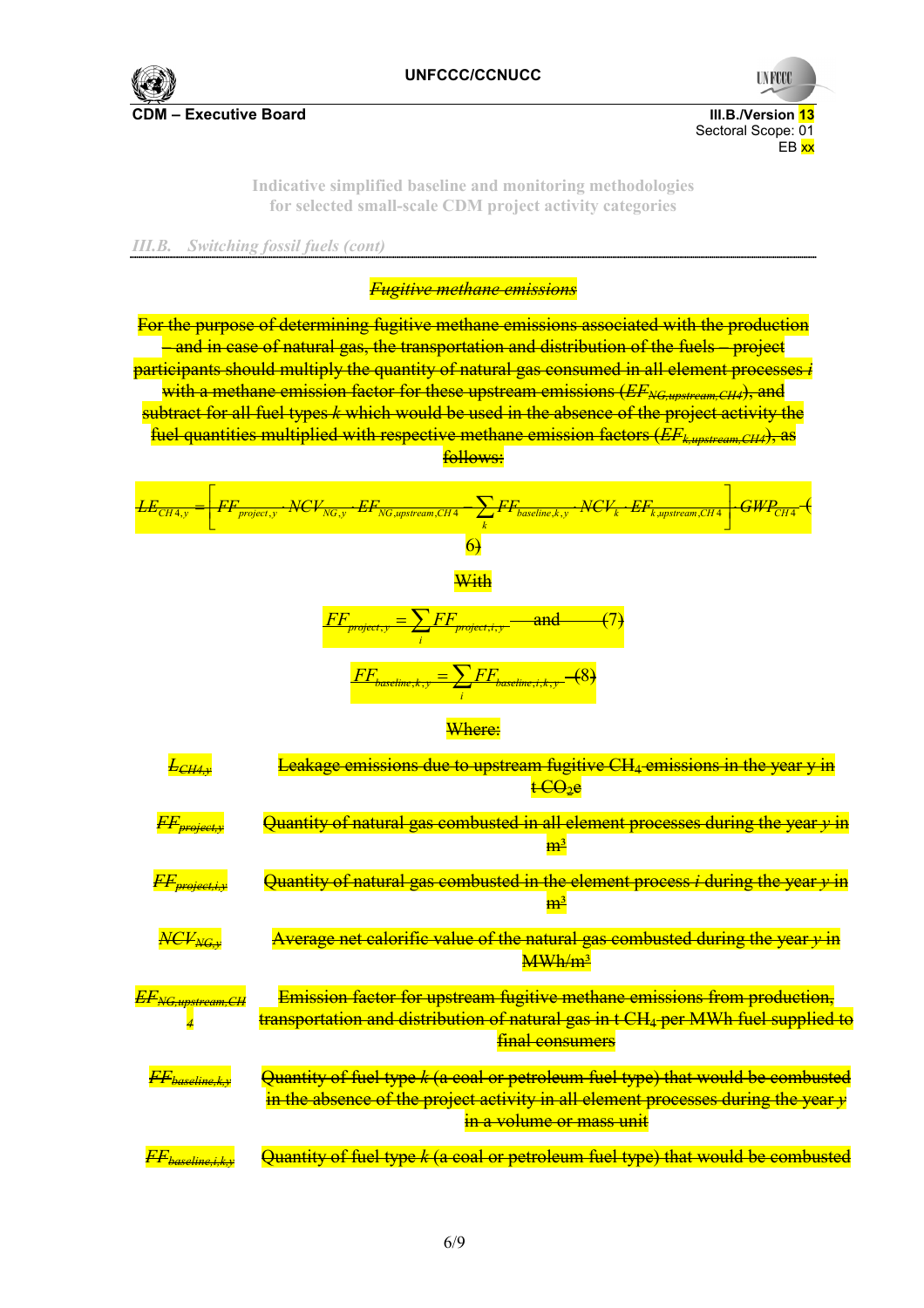*III.B. Switching fossil fuels (cont)*

*Fugitive methane emissions*

For the purpose of determining fugitive methane emissions associated with the production – and in case of natural gas, the transportation and distribution of the fuels – project participants should multiply the quantity of natural gas consumed in all element processes *i* with a methane emission factor for these upstream emissions ($EF_{NG,upstream,CH4}$), and subtract for all fuel types *k* which would be used in the absence of the project activity the fuel quantities multiplied with respective methane emission factors ($EF_{k,upstream,CH4}$), as follows:

$$LE_{CH4,y} = \left[ FF_{project,y} \cdot NCV_{NG,y} \cdot EF_{NG,upstream,CH4} - \sum_k FF_{baseline,k,y} \cdot NCV_k \cdot EF_{k,upstream,CH4} \right] \cdot GWP_{CH4} \quad (6)$$

With

$$FF_{project,y} = \sum_i FF_{project,i,y} \quad \text{and} \quad (7)$$

$$FF_{baseline,k,y} = \sum_i FF_{baseline,i,k,y} \quad (8)$$

Where:

| | |
|---|---|
| $L_{CH4,y}$ | Leakage emissions due to upstream fugitive $CH_4$ emissions in the year y in t $CO_2$e |
| $FF_{project,y}$ | Quantity of natural gas combusted in all element processes during the year *y* in $m^3$ |
| $FF_{project,i,y}$ | Quantity of natural gas combusted in the element process *i* during the year *y* in $m^3$ |
| $NCV_{NG,y}$ | Average net calorific value of the natural gas combusted during the year *y* in $MWh/m^3$ |
| $EF_{NG,upstream,CH4}$ | Emission factor for upstream fugitive methane emissions from production, transportation and distribution of natural gas in t $CH_4$ per MWh fuel supplied to final consumers |
| $FF_{baseline,k,y}$ | Quantity of fuel type *k* (a coal or petroleum fuel type) that would be combusted in the absence of the project activity in all element processes during the year *y* in a volume or mass unit |
| $FF_{baseline,i,k,y}$ | Quantity of fuel type *k* (a coal or petroleum fuel type) that would be combusted |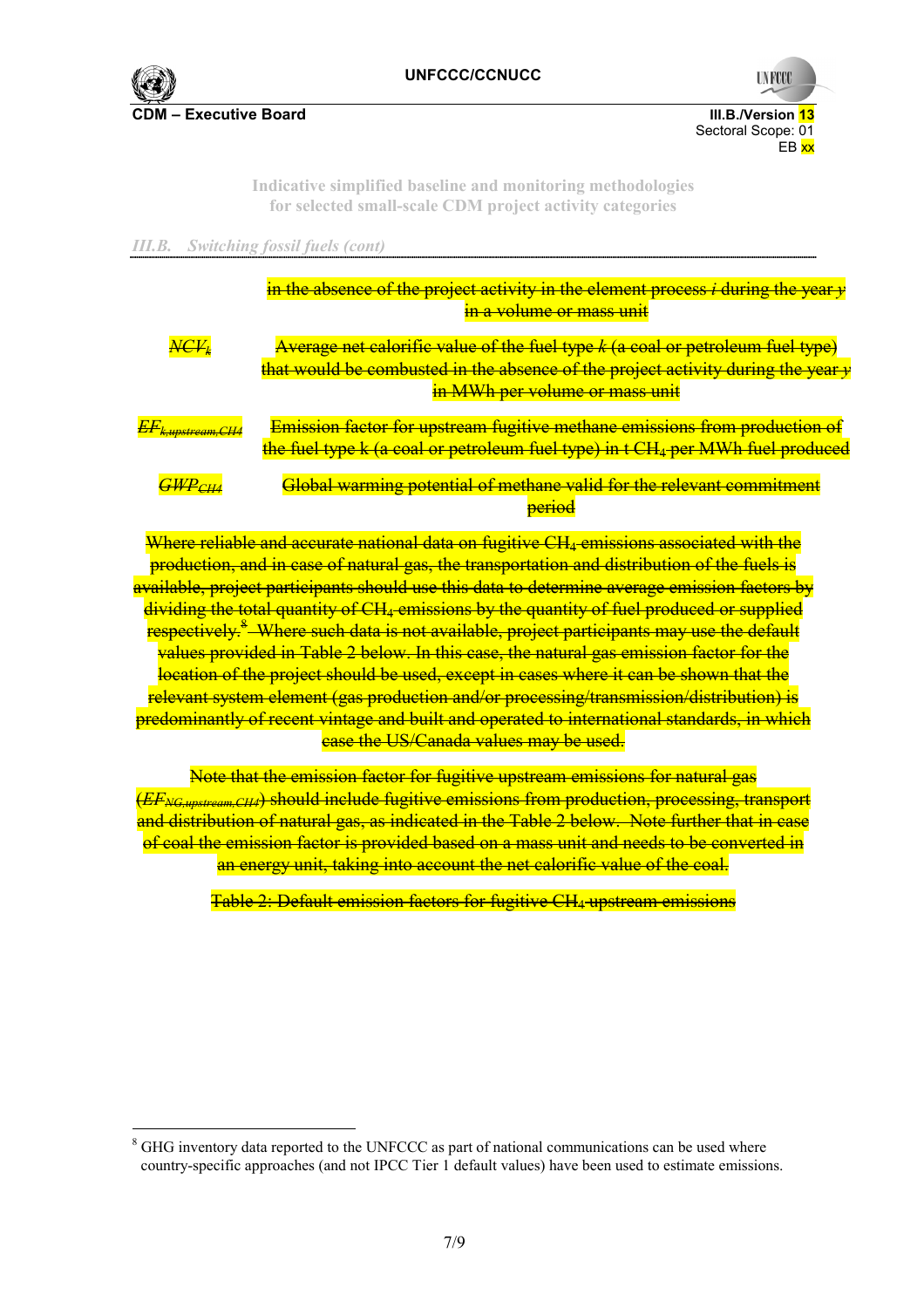*III.B. Switching fossil fuels (cont)*

| | |
|---|---|
| | ~~in the absence of the project activity in the element process *i* during the year *y* in a volume or mass unit~~ |
| ~~$NCV_k$~~ | ~~Average net calorific value of the fuel type *k* (a coal or petroleum fuel type) that would be combusted in the absence of the project activity during the year *y* in MWh per volume or mass unit~~ |
| ~~$EF_{k,upstream,CH4}$~~ | ~~Emission factor for upstream fugitive methane emissions from production of the fuel type k (a coal or petroleum fuel type) in t $CH_4$ per MWh fuel produced~~ |
| ~~$GWP_{CH4}$~~ | ~~Global warming potential of methane valid for the relevant commitment period~~ |

~~Where reliable and accurate national data on fugitive $CH_4$ emissions associated with the production, and in case of natural gas, the transportation and distribution of the fuels is available, project participants should use this data to determine average emission factors by dividing the total quantity of $CH_4$ emissions by the quantity of fuel produced or supplied respectively.[8] Where such data is not available, project participants may use the default values provided in Table 2 below. In this case, the natural gas emission factor for the location of the project should be used, except in cases where it can be shown that the relevant system element (gas production and/or processing/transmission/distribution) is predominantly of recent vintage and built and operated to international standards, in which case the US/Canada values may be used.~~

~~Note that the emission factor for fugitive upstream emissions for natural gas ($EF_{NG,upstream,CH4}$) should include fugitive emissions from production, processing, transport and distribution of natural gas, as indicated in the Table 2 below. Note further that in case of coal the emission factor is provided based on a mass unit and needs to be converted in an energy unit, taking into account the net calorific value of the coal.~~

~~Table 2: Default emission factors for fugitive $CH_4$ upstream emissions~~

[8] GHG inventory data reported to the UNFCCC as part of national communications can be used where country-specific approaches (and not IPCC Tier 1 default values) have been used to estimate emissions.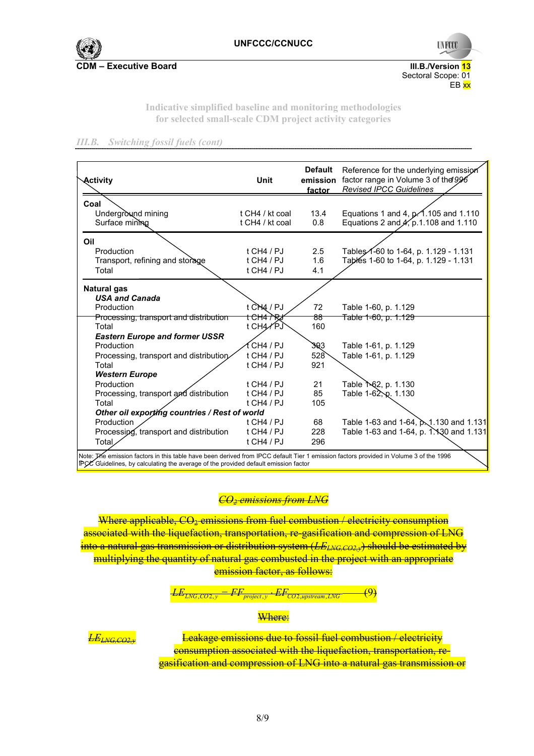Indicative simplified baseline and monitoring methodologies for selected small-scale CDM project activity categories

*III.B. Switching fossil fuels (cont)*

| Activity | Unit | Default emission factor | Reference for the underlying emission factor range in Volume 3 of the 1996 *Revised IPCC Guidelines* |
|---|---|---|---|
| **Coal** | | | |
| Underground mining | t CH4 / kt coal | 13.4 | Equations 1 and 4, p. 1.105 and 1.110 |
| Surface mining | t CH4 / kt coal | 0.8 | Equations 2 and 4, p.1.108 and 1.110 |
| **Oil** | | | |
| Production | t CH4 / PJ | 2.5 | Tables 1-60 to 1-64, p. 1.129 - 1.131 |
| Transport, refining and storage | t CH4 / PJ | 1.6 | Tables 1-60 to 1-64, p. 1.129 - 1.131 |
| Total | t CH4 / PJ | 4.1 | |
| **Natural gas** | | | |
| ***USA and Canada*** | | | |
| Production | t CH4 / PJ | 72 | Table 1-60, p. 1.129 |
| Processing, transport and distribution | t CH4 / PJ | 88 | Table 1-60, p. 1.129 |
| Total | t CH4 / PJ | 160 | |
| ***Eastern Europe and former USSR*** | | | |
| Production | t CH4 / PJ | 393 | Table 1-61, p. 1.129 |
| Processing, transport and distribution | t CH4 / PJ | 528 | Table 1-61, p. 1.129 |
| Total | t CH4 / PJ | 921 | |
| ***Western Europe*** | | | |
| Production | t CH4 / PJ | 21 | Table 1-62, p. 1.130 |
| Processing, transport and distribution | t CH4 / PJ | 85 | Table 1-62, p. 1.130 |
| Total | t CH4 / PJ | 105 | |
| ***Other oil exporting countries / Rest of world*** | | | |
| Production | t CH4 / PJ | 68 | Table 1-63 and 1-64, p. 1.130 and 1.131 |
| Processing, transport and distribution | t CH4 / PJ | 228 | Table 1-63 and 1-64, p. 1.130 and 1.131 |
| Total | t CH4 / PJ | 296 | |

Note: The emission factors in this table have been derived from IPCC default Tier 1 emission factors provided in Volume 3 of the 1996 IPCC Guidelines, by calculating the average of the provided default emission factor

~~*$CO_2$ emissions from LNG*~~

~~Where applicable, $CO_2$ emissions from fuel combustion / electricity consumption associated with the liquefaction, transportation, re-gasification and compression of LNG into a natural gas transmission or distribution system ($LE_{LNG,CO2,y}$) should be estimated by multiplying the quantity of natural gas combusted in the project with an appropriate emission factor, as follows:~~

$$LE_{LNG,CO2,y} = FF_{project,y} \cdot EF_{CO2,upstream,LNG} \qquad (9)$$

~~Where:~~

~~$LE_{LNG,CO2,y}$ Leakage emissions due to fossil fuel combustion / electricity consumption associated with the liquefaction, transportation, re-gasification and compression of LNG into a natural gas transmission or~~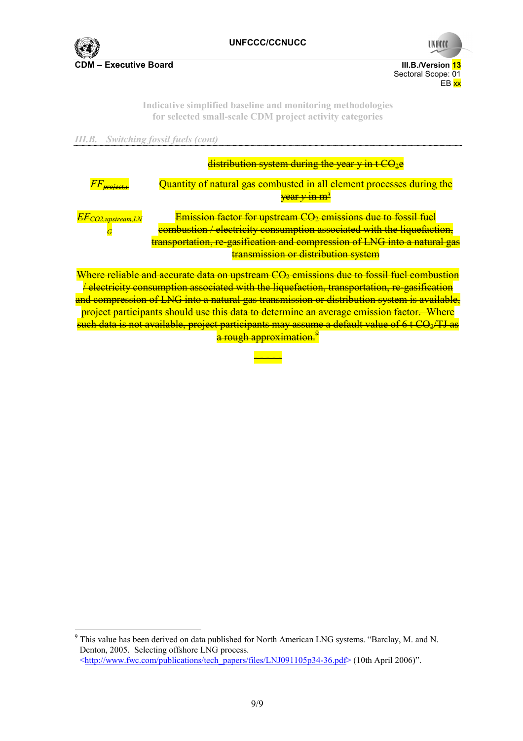distribution system during the year y in t $CO_2e$

| | |
|---|---|
| $FF_{project,y}$ | Quantity of natural gas combusted in all element processes during the year *y* in $m^3$ |
| $EF_{CO2,upstream,LNG}$ | Emission factor for upstream $CO_2$ emissions due to fossil fuel combustion / electricity consumption associated with the liquefaction, transportation, re-gasification and compression of LNG into a natural gas transmission or distribution system |

Where reliable and accurate data on upstream $CO_2$ emissions due to fossil fuel combustion / electricity consumption associated with the liquefaction, transportation, re-gasification and compression of LNG into a natural gas transmission or distribution system is available, project participants should use this data to determine an average emission factor. Where such data is not available, project participants may assume a default value of 6 t $CO_2$/TJ as a rough approximation.[9]

- - - - -

[9] This value has been derived on data published for North American LNG systems. "Barclay, M. and N. Denton, 2005. Selecting offshore LNG process. <http://www.fwc.com/publications/tech_papers/files/LNJ091105p34-36.pdf> (10th April 2006)".